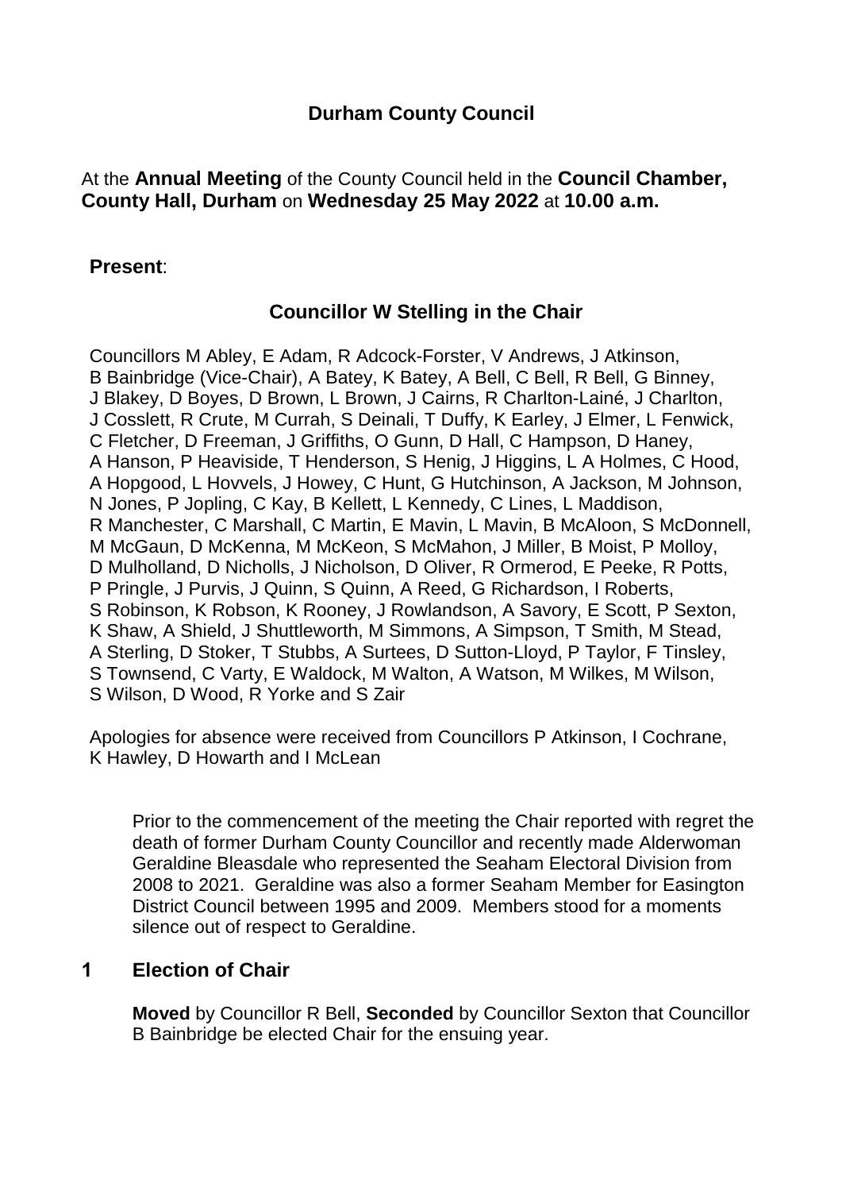# Durham County Council

At the **Annual Meeting** of the County Council held in the **Council Chamber, County Hall, Durham** on **Wednesday 25 May 2022** at **10.00 a.m.**

**Present**:

## Councillor W Stelling in the Chair

Councillors M Abley, E Adam, R Adcock-Forster, V Andrews, J Atkinson, B Bainbridge (Vice-Chair), A Batey, K Batey, A Bell, C Bell, R Bell, G Binney, J Blakey, D Boyes, D Brown, L Brown, J Cairns, R Charlton-Lainé, J Charlton, J Cosslett, R Crute, M Currah, S Deinali, T Duffy, K Earley, J Elmer, L Fenwick, C Fletcher, D Freeman, J Griffiths, O Gunn, D Hall, C Hampson, D Haney, A Hanson, P Heaviside, T Henderson, S Henig, J Higgins, L A Holmes, C Hood, A Hopgood, L Hovvels, J Howey, C Hunt, G Hutchinson, A Jackson, M Johnson, N Jones, P Jopling, C Kay, B Kellett, L Kennedy, C Lines, L Maddison, R Manchester, C Marshall, C Martin, E Mavin, L Mavin, B McAloon, S McDonnell, M McGaun, D McKenna, M McKeon, S McMahon, J Miller, B Moist, P Molloy, D Mulholland, D Nicholls, J Nicholson, D Oliver, R Ormerod, E Peeke, R Potts, P Pringle, J Purvis, J Quinn, S Quinn, A Reed, G Richardson, I Roberts, S Robinson, K Robson, K Rooney, J Rowlandson, A Savory, E Scott, P Sexton, K Shaw, A Shield, J Shuttleworth, M Simmons, A Simpson, T Smith, M Stead, A Sterling, D Stoker, T Stubbs, A Surtees, D Sutton-Lloyd, P Taylor, F Tinsley, S Townsend, C Varty, E Waldock, M Walton, A Watson, M Wilkes, M Wilson, S Wilson, D Wood, R Yorke and S Zair

Apologies for absence were received from Councillors P Atkinson, I Cochrane, K Hawley, D Howarth and I McLean

Prior to the commencement of the meeting the Chair reported with regret the death of former Durham County Councillor and recently made Alderwoman Geraldine Bleasdale who represented the Seaham Electoral Division from 2008 to 2021. Geraldine was also a former Seaham Member for Easington District Council between 1995 and 2009. Members stood for a moments silence out of respect to Geraldine.

## 1 Election of Chair

**Moved** by Councillor R Bell, **Seconded** by Councillor Sexton that Councillor B Bainbridge be elected Chair for the ensuing year.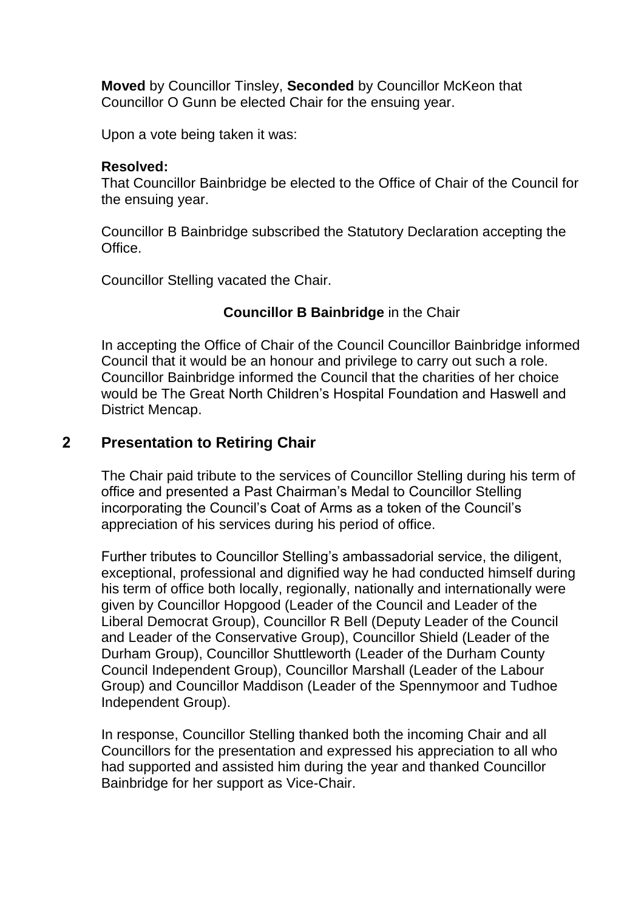**Moved** by Councillor Tinsley, **Seconded** by Councillor McKeon that Councillor O Gunn be elected Chair for the ensuing year.

Upon a vote being taken it was:

**Resolved:**
That Councillor Bainbridge be elected to the Office of Chair of the Council for the ensuing year.

Councillor B Bainbridge subscribed the Statutory Declaration accepting the Office.

Councillor Stelling vacated the Chair.

**Councillor B Bainbridge** in the Chair

In accepting the Office of Chair of the Council Councillor Bainbridge informed Council that it would be an honour and privilege to carry out such a role. Councillor Bainbridge informed the Council that the charities of her choice would be The Great North Children's Hospital Foundation and Haswell and District Mencap.

## 2 Presentation to Retiring Chair

The Chair paid tribute to the services of Councillor Stelling during his term of office and presented a Past Chairman's Medal to Councillor Stelling incorporating the Council's Coat of Arms as a token of the Council's appreciation of his services during his period of office.

Further tributes to Councillor Stelling's ambassadorial service, the diligent, exceptional, professional and dignified way he had conducted himself during his term of office both locally, regionally, nationally and internationally were given by Councillor Hopgood (Leader of the Council and Leader of the Liberal Democrat Group), Councillor R Bell (Deputy Leader of the Council and Leader of the Conservative Group), Councillor Shield (Leader of the Durham Group), Councillor Shuttleworth (Leader of the Durham County Council Independent Group), Councillor Marshall (Leader of the Labour Group) and Councillor Maddison (Leader of the Spennymoor and Tudhoe Independent Group).

In response, Councillor Stelling thanked both the incoming Chair and all Councillors for the presentation and expressed his appreciation to all who had supported and assisted him during the year and thanked Councillor Bainbridge for her support as Vice-Chair.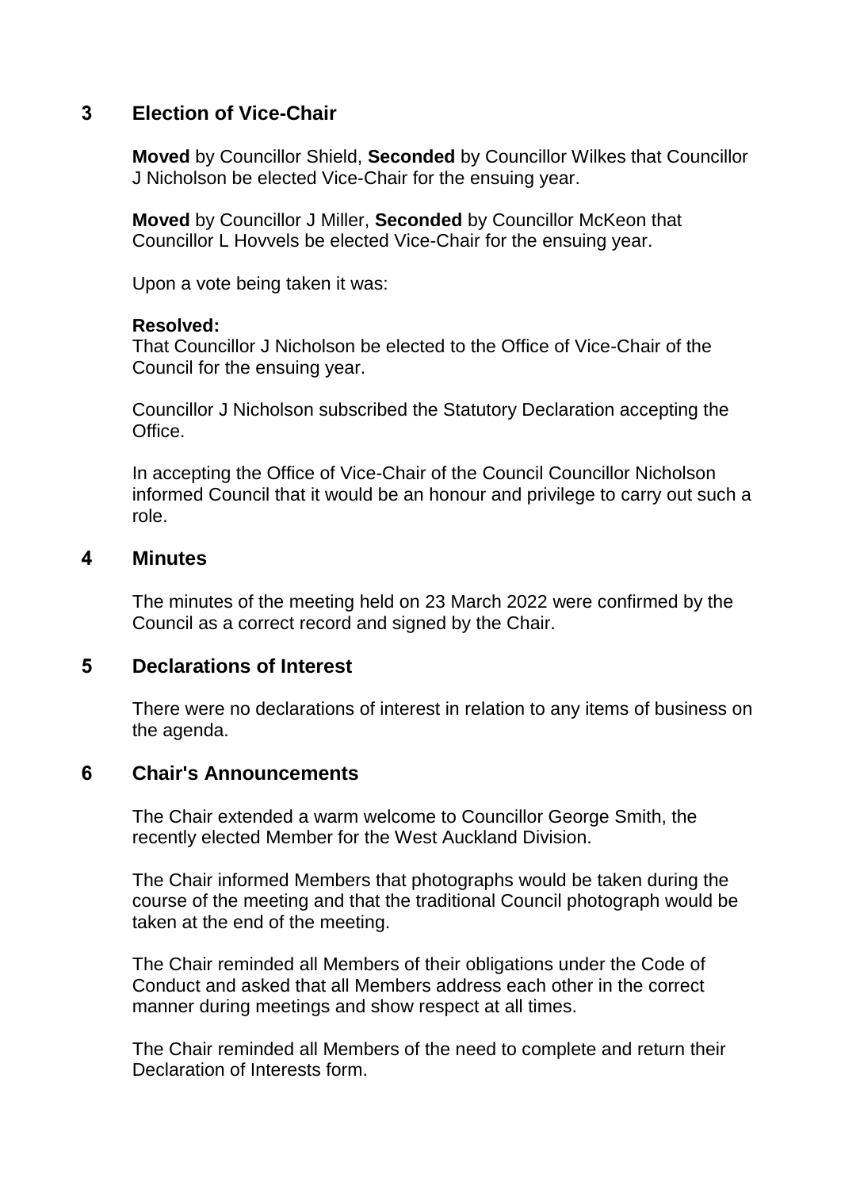## 3 Election of Vice-Chair

**Moved** by Councillor Shield, **Seconded** by Councillor Wilkes that Councillor J Nicholson be elected Vice-Chair for the ensuing year.

**Moved** by Councillor J Miller, **Seconded** by Councillor McKeon that Councillor L Hovvels be elected Vice-Chair for the ensuing year.

Upon a vote being taken it was:

**Resolved:**
That Councillor J Nicholson be elected to the Office of Vice-Chair of the Council for the ensuing year.

Councillor J Nicholson subscribed the Statutory Declaration accepting the Office.

In accepting the Office of Vice-Chair of the Council Councillor Nicholson informed Council that it would be an honour and privilege to carry out such a role.

## 4 Minutes

The minutes of the meeting held on 23 March 2022 were confirmed by the Council as a correct record and signed by the Chair.

## 5 Declarations of Interest

There were no declarations of interest in relation to any items of business on the agenda.

## 6 Chair's Announcements

The Chair extended a warm welcome to Councillor George Smith, the recently elected Member for the West Auckland Division.

The Chair informed Members that photographs would be taken during the course of the meeting and that the traditional Council photograph would be taken at the end of the meeting.

The Chair reminded all Members of their obligations under the Code of Conduct and asked that all Members address each other in the correct manner during meetings and show respect at all times.

The Chair reminded all Members of the need to complete and return their Declaration of Interests form.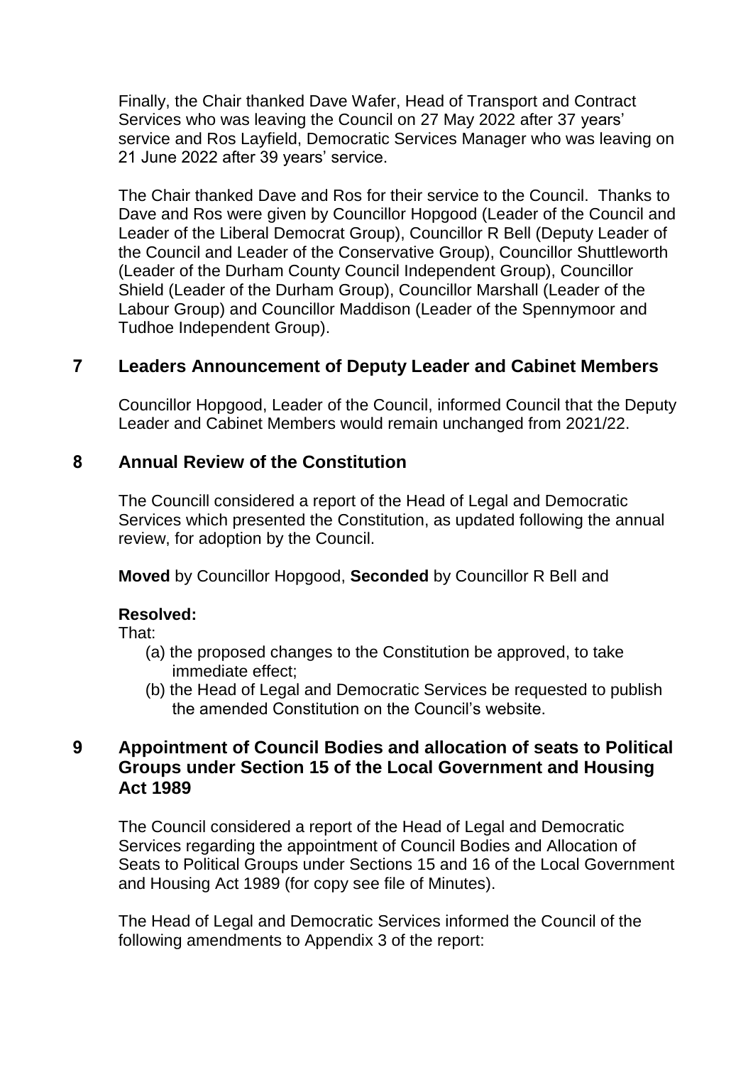Finally, the Chair thanked Dave Wafer, Head of Transport and Contract Services who was leaving the Council on 27 May 2022 after 37 years' service and Ros Layfield, Democratic Services Manager who was leaving on 21 June 2022 after 39 years' service.

The Chair thanked Dave and Ros for their service to the Council. Thanks to Dave and Ros were given by Councillor Hopgood (Leader of the Council and Leader of the Liberal Democrat Group), Councillor R Bell (Deputy Leader of the Council and Leader of the Conservative Group), Councillor Shuttleworth (Leader of the Durham County Council Independent Group), Councillor Shield (Leader of the Durham Group), Councillor Marshall (Leader of the Labour Group) and Councillor Maddison (Leader of the Spennymoor and Tudhoe Independent Group).

## 7 Leaders Announcement of Deputy Leader and Cabinet Members

Councillor Hopgood, Leader of the Council, informed Council that the Deputy Leader and Cabinet Members would remain unchanged from 2021/22.

## 8 Annual Review of the Constitution

The Councill considered a report of the Head of Legal and Democratic Services which presented the Constitution, as updated following the annual review, for adoption by the Council.

**Moved** by Councillor Hopgood, **Seconded** by Councillor R Bell and

**Resolved:**

That:

(a) the proposed changes to the Constitution be approved, to take immediate effect;

(b) the Head of Legal and Democratic Services be requested to publish the amended Constitution on the Council's website.

## 9 Appointment of Council Bodies and allocation of seats to Political Groups under Section 15 of the Local Government and Housing Act 1989

The Council considered a report of the Head of Legal and Democratic Services regarding the appointment of Council Bodies and Allocation of Seats to Political Groups under Sections 15 and 16 of the Local Government and Housing Act 1989 (for copy see file of Minutes).

The Head of Legal and Democratic Services informed the Council of the following amendments to Appendix 3 of the report: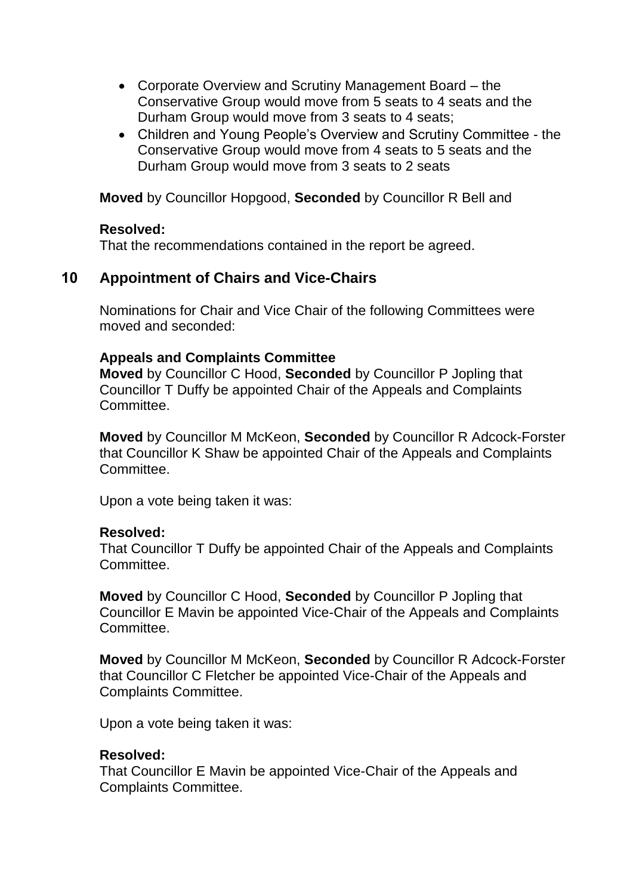- Corporate Overview and Scrutiny Management Board – the Conservative Group would move from 5 seats to 4 seats and the Durham Group would move from 3 seats to 4 seats;
- Children and Young People's Overview and Scrutiny Committee - the Conservative Group would move from 4 seats to 5 seats and the Durham Group would move from 3 seats to 2 seats

**Moved** by Councillor Hopgood, **Seconded** by Councillor R Bell and

**Resolved:**
That the recommendations contained in the report be agreed.

## 10 Appointment of Chairs and Vice-Chairs

Nominations for Chair and Vice Chair of the following Committees were moved and seconded:

**Appeals and Complaints Committee**
**Moved** by Councillor C Hood, **Seconded** by Councillor P Jopling that Councillor T Duffy be appointed Chair of the Appeals and Complaints Committee.

**Moved** by Councillor M McKeon, **Seconded** by Councillor R Adcock-Forster that Councillor K Shaw be appointed Chair of the Appeals and Complaints Committee.

Upon a vote being taken it was:

**Resolved:**
That Councillor T Duffy be appointed Chair of the Appeals and Complaints Committee.

**Moved** by Councillor C Hood, **Seconded** by Councillor P Jopling that Councillor E Mavin be appointed Vice-Chair of the Appeals and Complaints Committee.

**Moved** by Councillor M McKeon, **Seconded** by Councillor R Adcock-Forster that Councillor C Fletcher be appointed Vice-Chair of the Appeals and Complaints Committee.

Upon a vote being taken it was:

**Resolved:**
That Councillor E Mavin be appointed Vice-Chair of the Appeals and Complaints Committee.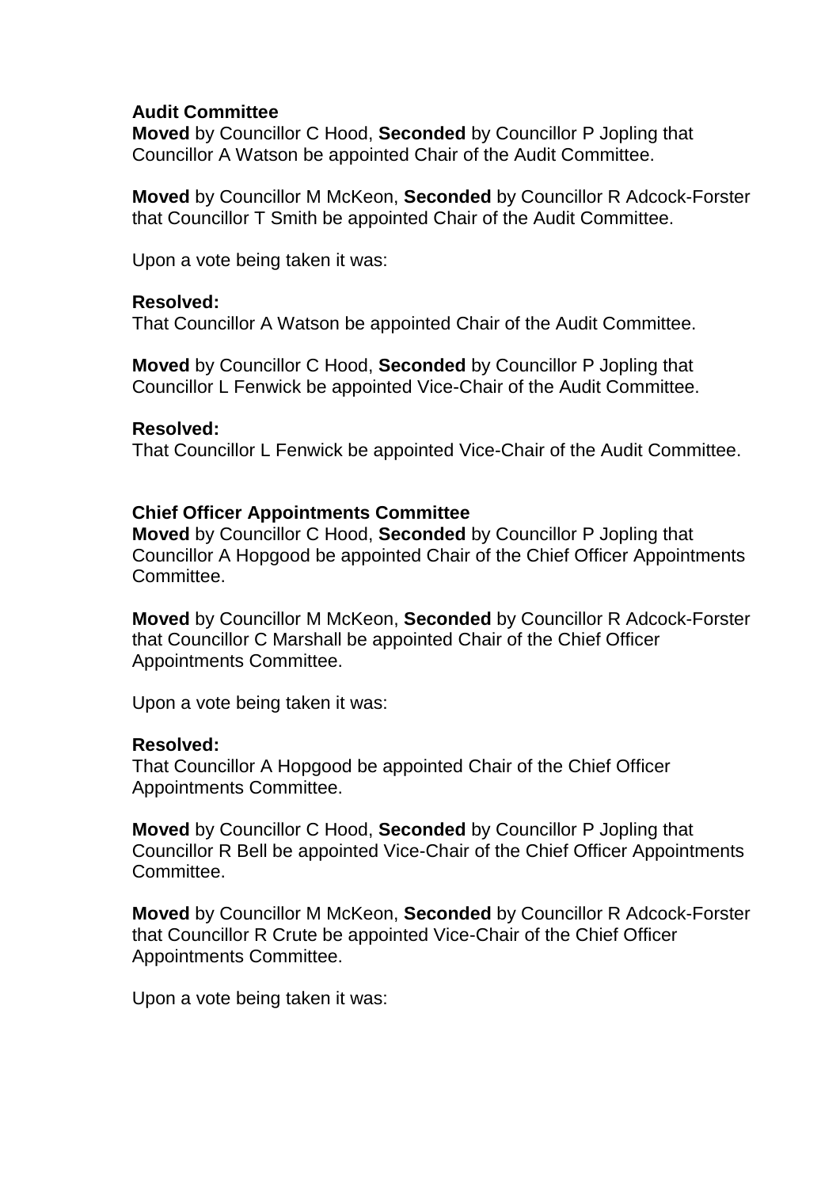**Audit Committee**

**Moved** by Councillor C Hood, **Seconded** by Councillor P Jopling that Councillor A Watson be appointed Chair of the Audit Committee.

**Moved** by Councillor M McKeon, **Seconded** by Councillor R Adcock-Forster that Councillor T Smith be appointed Chair of the Audit Committee.

Upon a vote being taken it was:

**Resolved:**

That Councillor A Watson be appointed Chair of the Audit Committee.

**Moved** by Councillor C Hood, **Seconded** by Councillor P Jopling that Councillor L Fenwick be appointed Vice-Chair of the Audit Committee.

**Resolved:**

That Councillor L Fenwick be appointed Vice-Chair of the Audit Committee.

**Chief Officer Appointments Committee**

**Moved** by Councillor C Hood, **Seconded** by Councillor P Jopling that Councillor A Hopgood be appointed Chair of the Chief Officer Appointments Committee.

**Moved** by Councillor M McKeon, **Seconded** by Councillor R Adcock-Forster that Councillor C Marshall be appointed Chair of the Chief Officer Appointments Committee.

Upon a vote being taken it was:

**Resolved:**

That Councillor A Hopgood be appointed Chair of the Chief Officer Appointments Committee.

**Moved** by Councillor C Hood, **Seconded** by Councillor P Jopling that Councillor R Bell be appointed Vice-Chair of the Chief Officer Appointments Committee.

**Moved** by Councillor M McKeon, **Seconded** by Councillor R Adcock-Forster that Councillor R Crute be appointed Vice-Chair of the Chief Officer Appointments Committee.

Upon a vote being taken it was: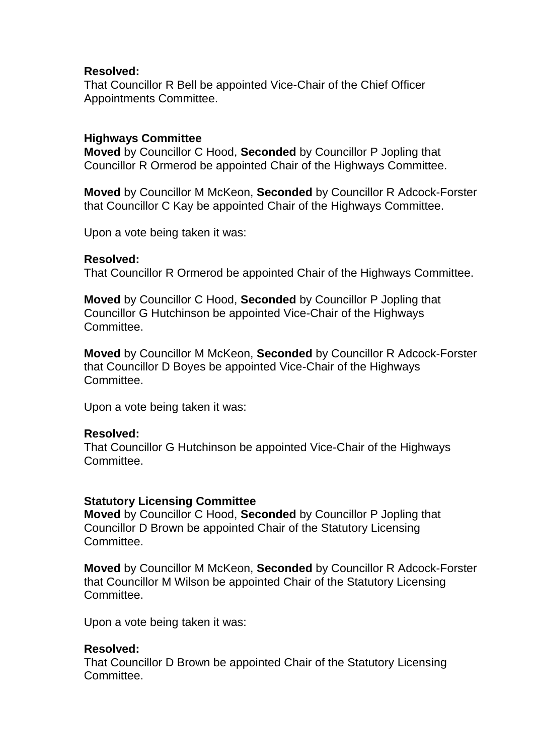**Resolved:**
That Councillor R Bell be appointed Vice-Chair of the Chief Officer Appointments Committee.

**Highways Committee**
**Moved** by Councillor C Hood, **Seconded** by Councillor P Jopling that Councillor R Ormerod be appointed Chair of the Highways Committee.

**Moved** by Councillor M McKeon, **Seconded** by Councillor R Adcock-Forster that Councillor C Kay be appointed Chair of the Highways Committee.

Upon a vote being taken it was:

**Resolved:**
That Councillor R Ormerod be appointed Chair of the Highways Committee.

**Moved** by Councillor C Hood, **Seconded** by Councillor P Jopling that Councillor G Hutchinson be appointed Vice-Chair of the Highways Committee.

**Moved** by Councillor M McKeon, **Seconded** by Councillor R Adcock-Forster that Councillor D Boyes be appointed Vice-Chair of the Highways Committee.

Upon a vote being taken it was:

**Resolved:**
That Councillor G Hutchinson be appointed Vice-Chair of the Highways Committee.

**Statutory Licensing Committee**
**Moved** by Councillor C Hood, **Seconded** by Councillor P Jopling that Councillor D Brown be appointed Chair of the Statutory Licensing Committee.

**Moved** by Councillor M McKeon, **Seconded** by Councillor R Adcock-Forster that Councillor M Wilson be appointed Chair of the Statutory Licensing Committee.

Upon a vote being taken it was:

**Resolved:**
That Councillor D Brown be appointed Chair of the Statutory Licensing Committee.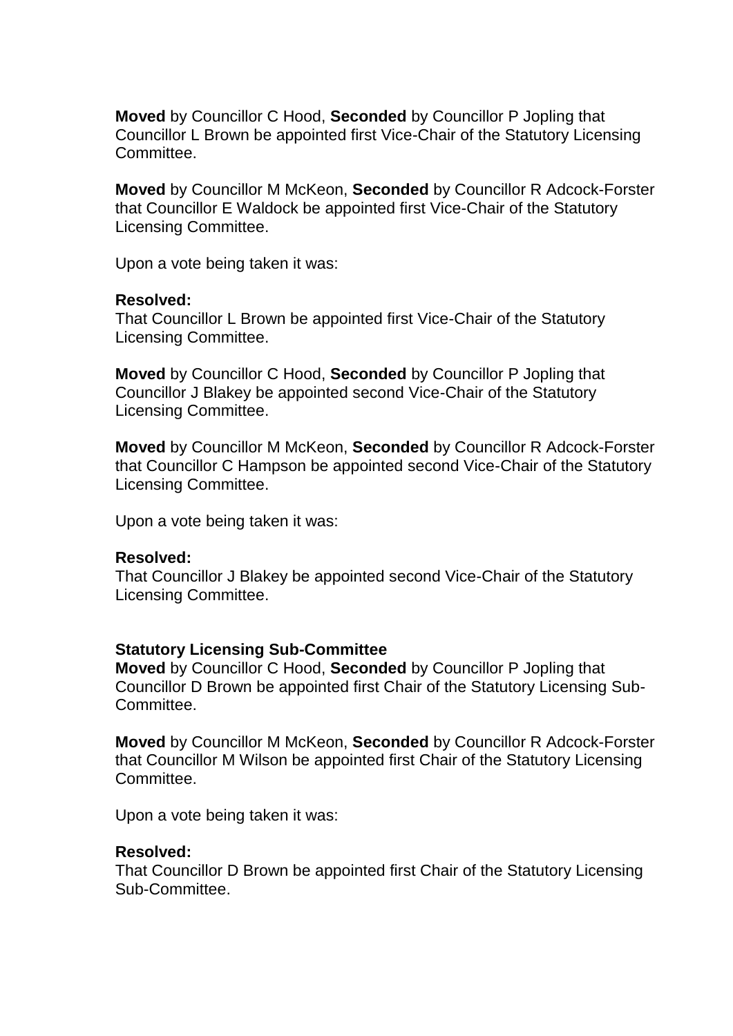**Moved** by Councillor C Hood, **Seconded** by Councillor P Jopling that Councillor L Brown be appointed first Vice-Chair of the Statutory Licensing Committee.

**Moved** by Councillor M McKeon, **Seconded** by Councillor R Adcock-Forster that Councillor E Waldock be appointed first Vice-Chair of the Statutory Licensing Committee.

Upon a vote being taken it was:

**Resolved:**
That Councillor L Brown be appointed first Vice-Chair of the Statutory Licensing Committee.

**Moved** by Councillor C Hood, **Seconded** by Councillor P Jopling that Councillor J Blakey be appointed second Vice-Chair of the Statutory Licensing Committee.

**Moved** by Councillor M McKeon, **Seconded** by Councillor R Adcock-Forster that Councillor C Hampson be appointed second Vice-Chair of the Statutory Licensing Committee.

Upon a vote being taken it was:

**Resolved:**
That Councillor J Blakey be appointed second Vice-Chair of the Statutory Licensing Committee.

**Statutory Licensing Sub-Committee**
**Moved** by Councillor C Hood, **Seconded** by Councillor P Jopling that Councillor D Brown be appointed first Chair of the Statutory Licensing Sub-Committee.

**Moved** by Councillor M McKeon, **Seconded** by Councillor R Adcock-Forster that Councillor M Wilson be appointed first Chair of the Statutory Licensing Committee.

Upon a vote being taken it was:

**Resolved:**
That Councillor D Brown be appointed first Chair of the Statutory Licensing Sub-Committee.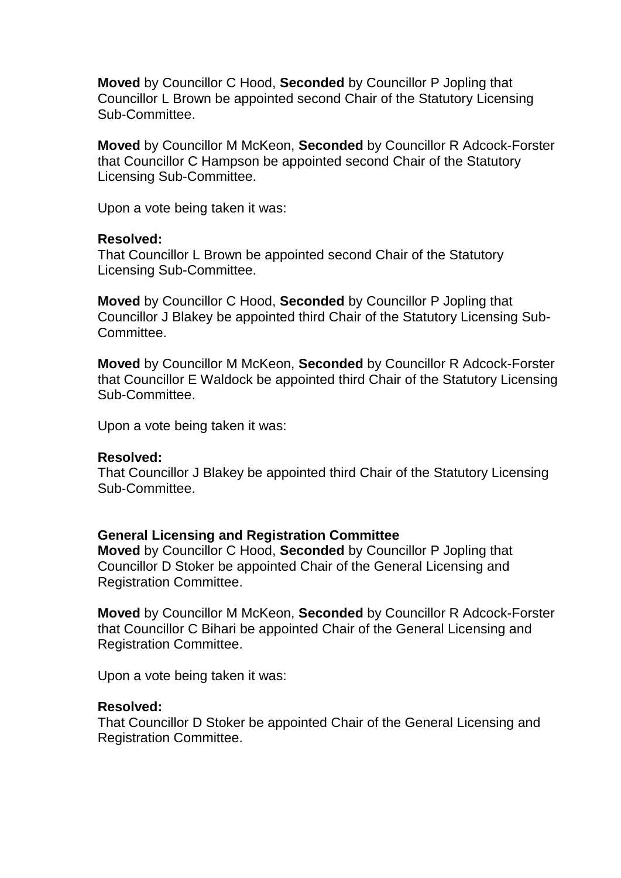**Moved** by Councillor C Hood, **Seconded** by Councillor P Jopling that Councillor L Brown be appointed second Chair of the Statutory Licensing Sub-Committee.

**Moved** by Councillor M McKeon, **Seconded** by Councillor R Adcock-Forster that Councillor C Hampson be appointed second Chair of the Statutory Licensing Sub-Committee.

Upon a vote being taken it was:

**Resolved:**
That Councillor L Brown be appointed second Chair of the Statutory Licensing Sub-Committee.

**Moved** by Councillor C Hood, **Seconded** by Councillor P Jopling that Councillor J Blakey be appointed third Chair of the Statutory Licensing Sub-Committee.

**Moved** by Councillor M McKeon, **Seconded** by Councillor R Adcock-Forster that Councillor E Waldock be appointed third Chair of the Statutory Licensing Sub-Committee.

Upon a vote being taken it was:

**Resolved:**
That Councillor J Blakey be appointed third Chair of the Statutory Licensing Sub-Committee.

**General Licensing and Registration Committee**

**Moved** by Councillor C Hood, **Seconded** by Councillor P Jopling that Councillor D Stoker be appointed Chair of the General Licensing and Registration Committee.

**Moved** by Councillor M McKeon, **Seconded** by Councillor R Adcock-Forster that Councillor C Bihari be appointed Chair of the General Licensing and Registration Committee.

Upon a vote being taken it was:

**Resolved:**
That Councillor D Stoker be appointed Chair of the General Licensing and Registration Committee.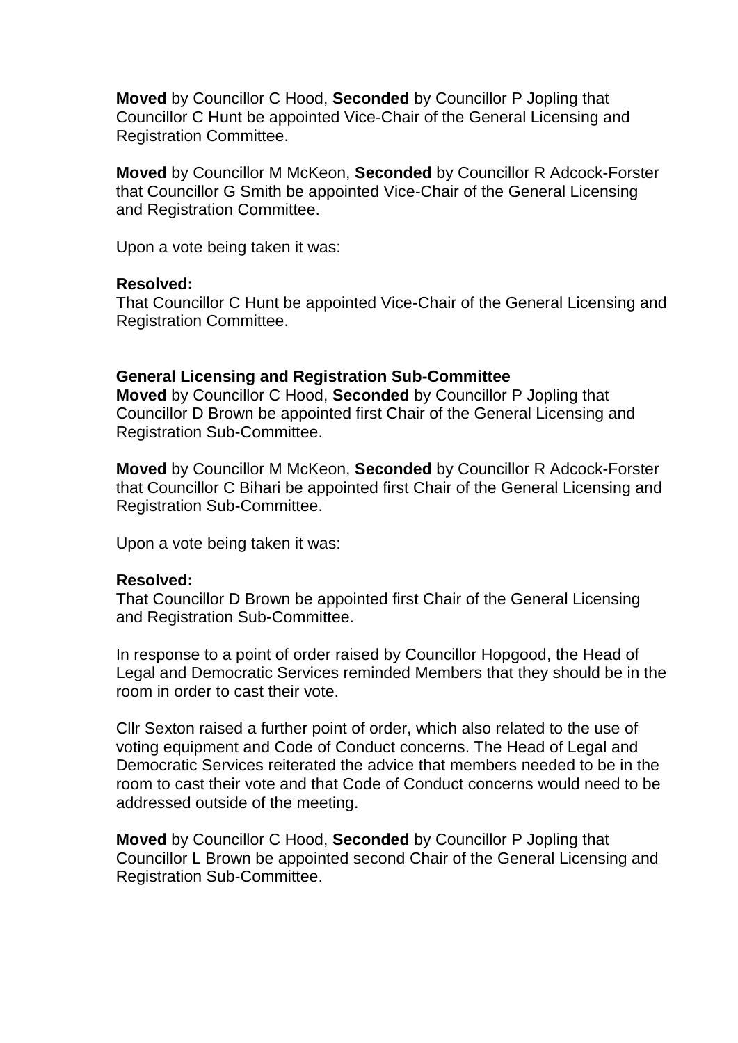**Moved** by Councillor C Hood, **Seconded** by Councillor P Jopling that Councillor C Hunt be appointed Vice-Chair of the General Licensing and Registration Committee.

**Moved** by Councillor M McKeon, **Seconded** by Councillor R Adcock-Forster that Councillor G Smith be appointed Vice-Chair of the General Licensing and Registration Committee.

Upon a vote being taken it was:

**Resolved:**
That Councillor C Hunt be appointed Vice-Chair of the General Licensing and Registration Committee.

**General Licensing and Registration Sub-Committee**
**Moved** by Councillor C Hood, **Seconded** by Councillor P Jopling that Councillor D Brown be appointed first Chair of the General Licensing and Registration Sub-Committee.

**Moved** by Councillor M McKeon, **Seconded** by Councillor R Adcock-Forster that Councillor C Bihari be appointed first Chair of the General Licensing and Registration Sub-Committee.

Upon a vote being taken it was:

**Resolved:**
That Councillor D Brown be appointed first Chair of the General Licensing and Registration Sub-Committee.

In response to a point of order raised by Councillor Hopgood, the Head of Legal and Democratic Services reminded Members that they should be in the room in order to cast their vote.

Cllr Sexton raised a further point of order, which also related to the use of voting equipment and Code of Conduct concerns. The Head of Legal and Democratic Services reiterated the advice that members needed to be in the room to cast their vote and that Code of Conduct concerns would need to be addressed outside of the meeting.

**Moved** by Councillor C Hood, **Seconded** by Councillor P Jopling that Councillor L Brown be appointed second Chair of the General Licensing and Registration Sub-Committee.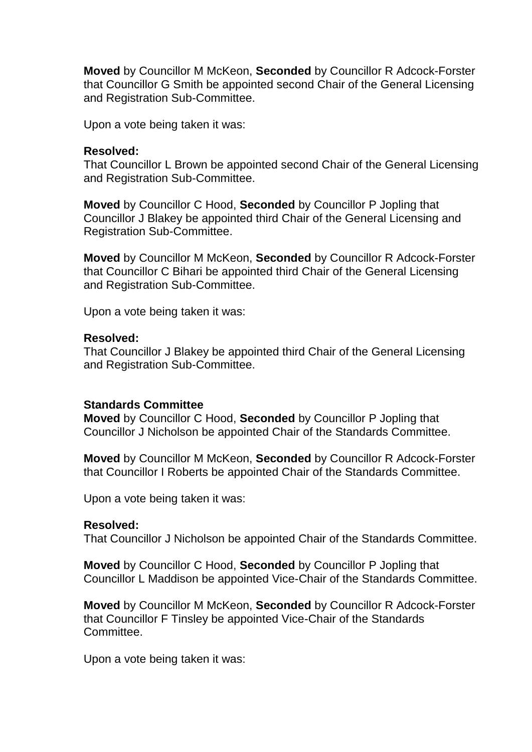**Moved** by Councillor M McKeon, **Seconded** by Councillor R Adcock-Forster that Councillor G Smith be appointed second Chair of the General Licensing and Registration Sub-Committee.

Upon a vote being taken it was:

**Resolved:**
That Councillor L Brown be appointed second Chair of the General Licensing and Registration Sub-Committee.

**Moved** by Councillor C Hood, **Seconded** by Councillor P Jopling that Councillor J Blakey be appointed third Chair of the General Licensing and Registration Sub-Committee.

**Moved** by Councillor M McKeon, **Seconded** by Councillor R Adcock-Forster that Councillor C Bihari be appointed third Chair of the General Licensing and Registration Sub-Committee.

Upon a vote being taken it was:

**Resolved:**
That Councillor J Blakey be appointed third Chair of the General Licensing and Registration Sub-Committee.

**Standards Committee**

**Moved** by Councillor C Hood, **Seconded** by Councillor P Jopling that Councillor J Nicholson be appointed Chair of the Standards Committee.

**Moved** by Councillor M McKeon, **Seconded** by Councillor R Adcock-Forster that Councillor I Roberts be appointed Chair of the Standards Committee.

Upon a vote being taken it was:

**Resolved:**
That Councillor J Nicholson be appointed Chair of the Standards Committee.

**Moved** by Councillor C Hood, **Seconded** by Councillor P Jopling that Councillor L Maddison be appointed Vice-Chair of the Standards Committee.

**Moved** by Councillor M McKeon, **Seconded** by Councillor R Adcock-Forster that Councillor F Tinsley be appointed Vice-Chair of the Standards Committee.

Upon a vote being taken it was: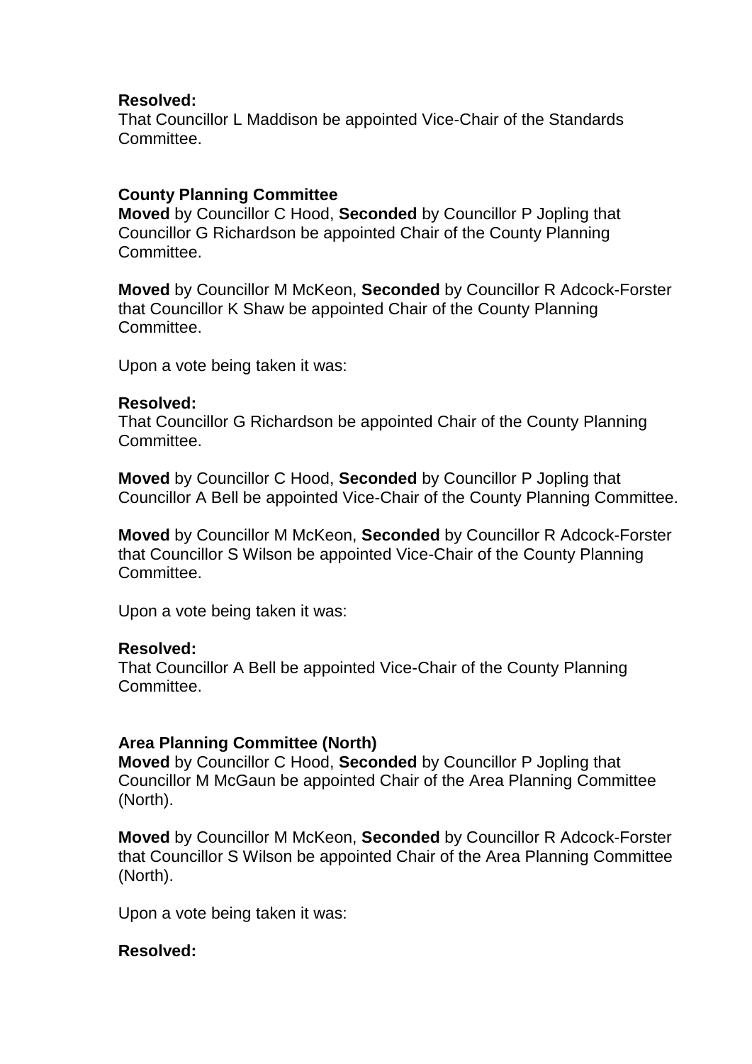**Resolved:**
That Councillor L Maddison be appointed Vice-Chair of the Standards Committee.

**County Planning Committee**
**Moved** by Councillor C Hood, **Seconded** by Councillor P Jopling that Councillor G Richardson be appointed Chair of the County Planning Committee.

**Moved** by Councillor M McKeon, **Seconded** by Councillor R Adcock-Forster that Councillor K Shaw be appointed Chair of the County Planning Committee.

Upon a vote being taken it was:

**Resolved:**
That Councillor G Richardson be appointed Chair of the County Planning Committee.

**Moved** by Councillor C Hood, **Seconded** by Councillor P Jopling that Councillor A Bell be appointed Vice-Chair of the County Planning Committee.

**Moved** by Councillor M McKeon, **Seconded** by Councillor R Adcock-Forster that Councillor S Wilson be appointed Vice-Chair of the County Planning Committee.

Upon a vote being taken it was:

**Resolved:**
That Councillor A Bell be appointed Vice-Chair of the County Planning Committee.

**Area Planning Committee (North)**
**Moved** by Councillor C Hood, **Seconded** by Councillor P Jopling that Councillor M McGaun be appointed Chair of the Area Planning Committee (North).

**Moved** by Councillor M McKeon, **Seconded** by Councillor R Adcock-Forster that Councillor S Wilson be appointed Chair of the Area Planning Committee (North).

Upon a vote being taken it was:

**Resolved:**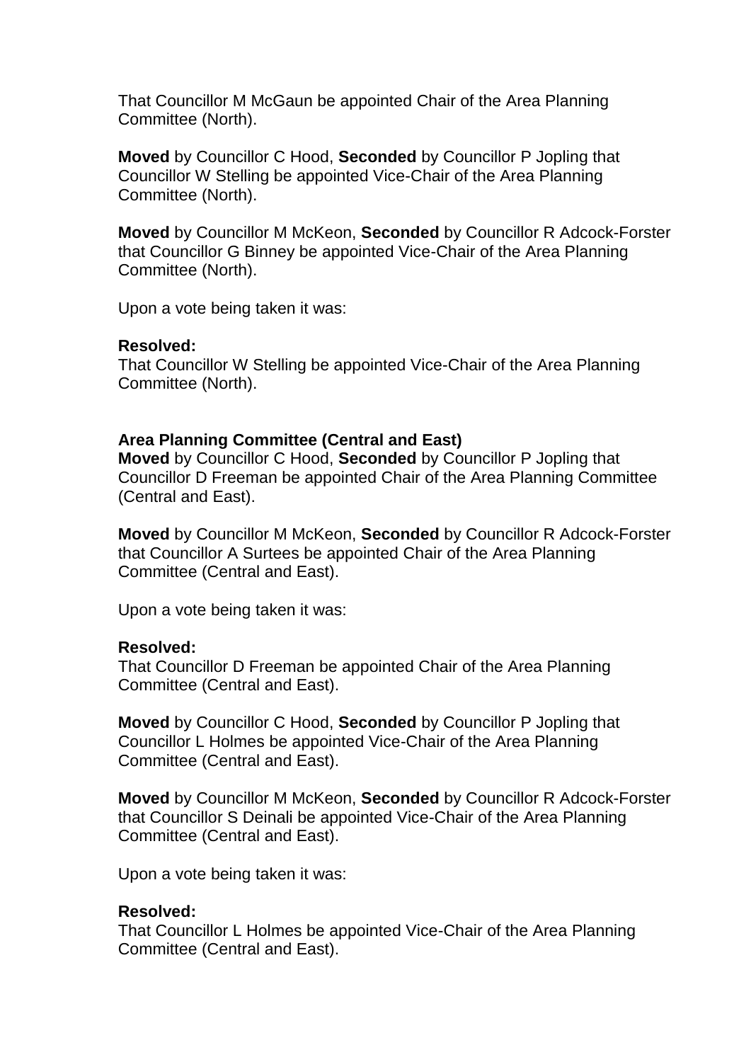That Councillor M McGaun be appointed Chair of the Area Planning Committee (North).

**Moved** by Councillor C Hood, **Seconded** by Councillor P Jopling that Councillor W Stelling be appointed Vice-Chair of the Area Planning Committee (North).

**Moved** by Councillor M McKeon, **Seconded** by Councillor R Adcock-Forster that Councillor G Binney be appointed Vice-Chair of the Area Planning Committee (North).

Upon a vote being taken it was:

**Resolved:**
That Councillor W Stelling be appointed Vice-Chair of the Area Planning Committee (North).

**Area Planning Committee (Central and East)**
**Moved** by Councillor C Hood, **Seconded** by Councillor P Jopling that Councillor D Freeman be appointed Chair of the Area Planning Committee (Central and East).

**Moved** by Councillor M McKeon, **Seconded** by Councillor R Adcock-Forster that Councillor A Surtees be appointed Chair of the Area Planning Committee (Central and East).

Upon a vote being taken it was:

**Resolved:**
That Councillor D Freeman be appointed Chair of the Area Planning Committee (Central and East).

**Moved** by Councillor C Hood, **Seconded** by Councillor P Jopling that Councillor L Holmes be appointed Vice-Chair of the Area Planning Committee (Central and East).

**Moved** by Councillor M McKeon, **Seconded** by Councillor R Adcock-Forster that Councillor S Deinali be appointed Vice-Chair of the Area Planning Committee (Central and East).

Upon a vote being taken it was:

**Resolved:**
That Councillor L Holmes be appointed Vice-Chair of the Area Planning Committee (Central and East).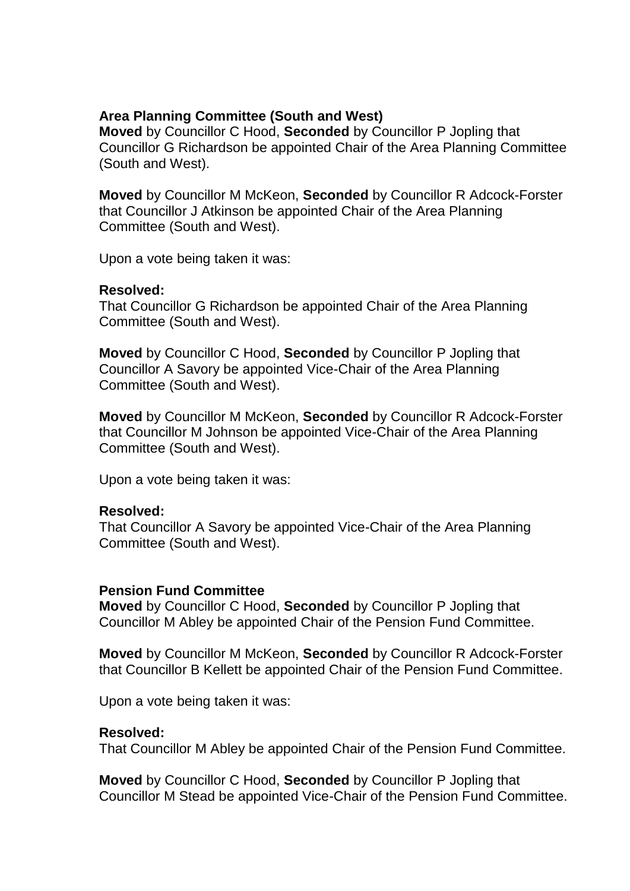**Area Planning Committee (South and West)**
**Moved** by Councillor C Hood, **Seconded** by Councillor P Jopling that Councillor G Richardson be appointed Chair of the Area Planning Committee (South and West).

**Moved** by Councillor M McKeon, **Seconded** by Councillor R Adcock-Forster that Councillor J Atkinson be appointed Chair of the Area Planning Committee (South and West).

Upon a vote being taken it was:

**Resolved:**
That Councillor G Richardson be appointed Chair of the Area Planning Committee (South and West).

**Moved** by Councillor C Hood, **Seconded** by Councillor P Jopling that Councillor A Savory be appointed Vice-Chair of the Area Planning Committee (South and West).

**Moved** by Councillor M McKeon, **Seconded** by Councillor R Adcock-Forster that Councillor M Johnson be appointed Vice-Chair of the Area Planning Committee (South and West).

Upon a vote being taken it was:

**Resolved:**
That Councillor A Savory be appointed Vice-Chair of the Area Planning Committee (South and West).

**Pension Fund Committee**
**Moved** by Councillor C Hood, **Seconded** by Councillor P Jopling that Councillor M Abley be appointed Chair of the Pension Fund Committee.

**Moved** by Councillor M McKeon, **Seconded** by Councillor R Adcock-Forster that Councillor B Kellett be appointed Chair of the Pension Fund Committee.

Upon a vote being taken it was:

**Resolved:**
That Councillor M Abley be appointed Chair of the Pension Fund Committee.

**Moved** by Councillor C Hood, **Seconded** by Councillor P Jopling that Councillor M Stead be appointed Vice-Chair of the Pension Fund Committee.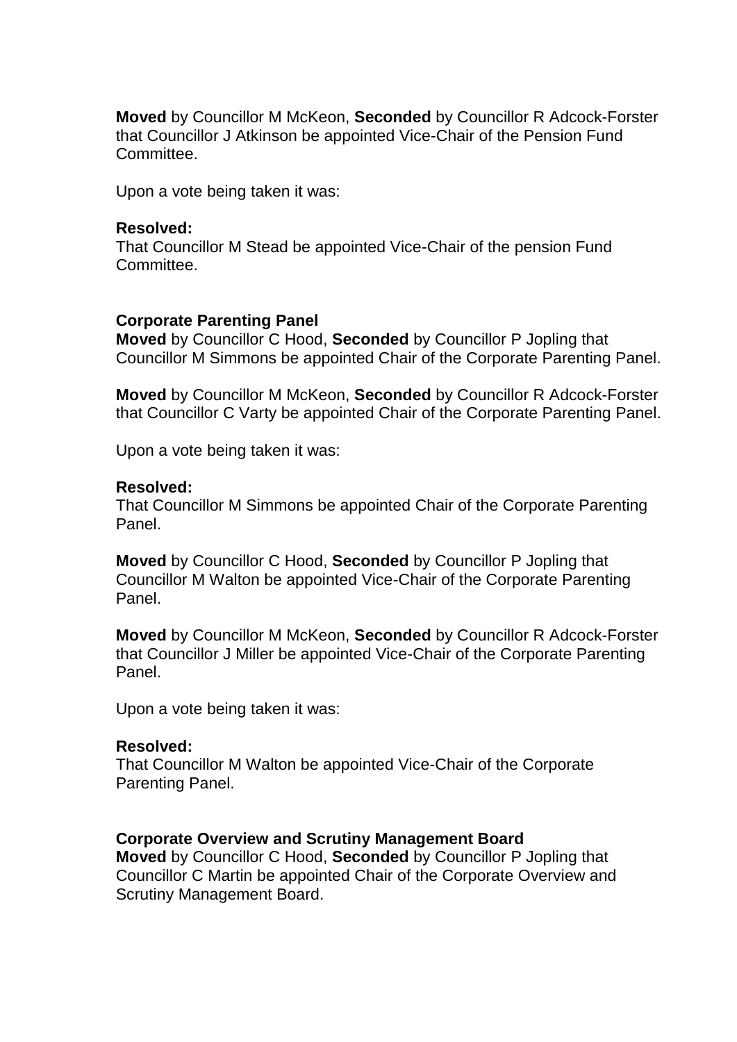**Moved** by Councillor M McKeon, **Seconded** by Councillor R Adcock-Forster that Councillor J Atkinson be appointed Vice-Chair of the Pension Fund Committee.

Upon a vote being taken it was:

**Resolved:**
That Councillor M Stead be appointed Vice-Chair of the pension Fund Committee.

**Corporate Parenting Panel**
**Moved** by Councillor C Hood, **Seconded** by Councillor P Jopling that Councillor M Simmons be appointed Chair of the Corporate Parenting Panel.

**Moved** by Councillor M McKeon, **Seconded** by Councillor R Adcock-Forster that Councillor C Varty be appointed Chair of the Corporate Parenting Panel.

Upon a vote being taken it was:

**Resolved:**
That Councillor M Simmons be appointed Chair of the Corporate Parenting Panel.

**Moved** by Councillor C Hood, **Seconded** by Councillor P Jopling that Councillor M Walton be appointed Vice-Chair of the Corporate Parenting Panel.

**Moved** by Councillor M McKeon, **Seconded** by Councillor R Adcock-Forster that Councillor J Miller be appointed Vice-Chair of the Corporate Parenting Panel.

Upon a vote being taken it was:

**Resolved:**
That Councillor M Walton be appointed Vice-Chair of the Corporate Parenting Panel.

**Corporate Overview and Scrutiny Management Board**
**Moved** by Councillor C Hood, **Seconded** by Councillor P Jopling that Councillor C Martin be appointed Chair of the Corporate Overview and Scrutiny Management Board.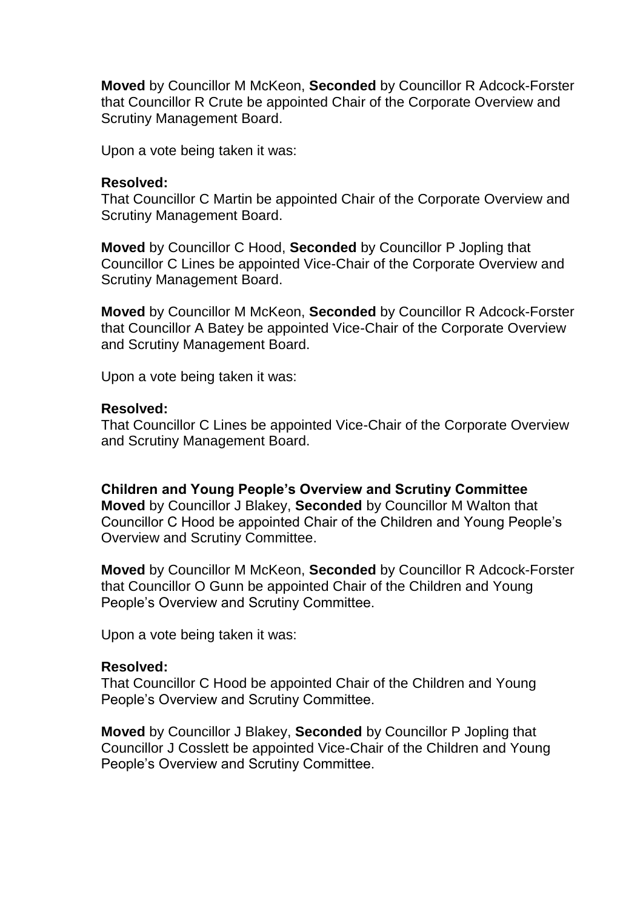**Moved** by Councillor M McKeon, **Seconded** by Councillor R Adcock-Forster that Councillor R Crute be appointed Chair of the Corporate Overview and Scrutiny Management Board.

Upon a vote being taken it was:

**Resolved:**
That Councillor C Martin be appointed Chair of the Corporate Overview and Scrutiny Management Board.

**Moved** by Councillor C Hood, **Seconded** by Councillor P Jopling that Councillor C Lines be appointed Vice-Chair of the Corporate Overview and Scrutiny Management Board.

**Moved** by Councillor M McKeon, **Seconded** by Councillor R Adcock-Forster that Councillor A Batey be appointed Vice-Chair of the Corporate Overview and Scrutiny Management Board.

Upon a vote being taken it was:

**Resolved:**
That Councillor C Lines be appointed Vice-Chair of the Corporate Overview and Scrutiny Management Board.

**Children and Young People's Overview and Scrutiny Committee**
**Moved** by Councillor J Blakey, **Seconded** by Councillor M Walton that Councillor C Hood be appointed Chair of the Children and Young People's Overview and Scrutiny Committee.

**Moved** by Councillor M McKeon, **Seconded** by Councillor R Adcock-Forster that Councillor O Gunn be appointed Chair of the Children and Young People's Overview and Scrutiny Committee.

Upon a vote being taken it was:

**Resolved:**
That Councillor C Hood be appointed Chair of the Children and Young People's Overview and Scrutiny Committee.

**Moved** by Councillor J Blakey, **Seconded** by Councillor P Jopling that Councillor J Cosslett be appointed Vice-Chair of the Children and Young People's Overview and Scrutiny Committee.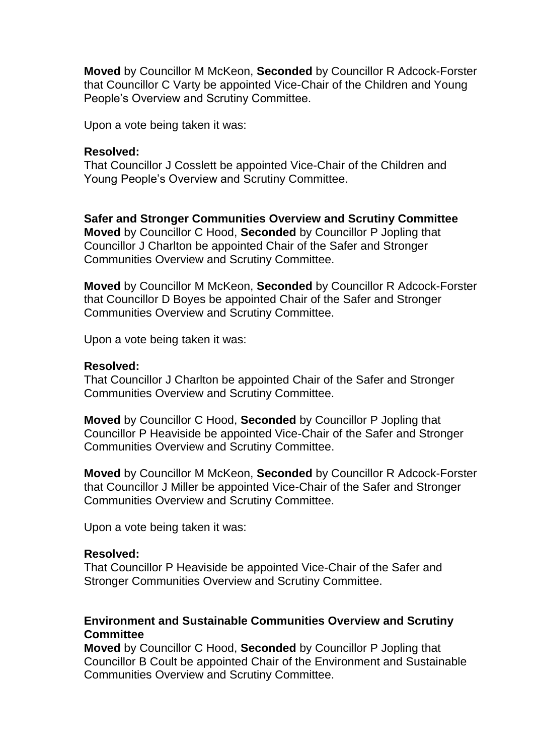**Moved** by Councillor M McKeon, **Seconded** by Councillor R Adcock-Forster that Councillor C Varty be appointed Vice-Chair of the Children and Young People's Overview and Scrutiny Committee.

Upon a vote being taken it was:

**Resolved:**
That Councillor J Cosslett be appointed Vice-Chair of the Children and Young People's Overview and Scrutiny Committee.

**Safer and Stronger Communities Overview and Scrutiny Committee**
**Moved** by Councillor C Hood, **Seconded** by Councillor P Jopling that Councillor J Charlton be appointed Chair of the Safer and Stronger Communities Overview and Scrutiny Committee.

**Moved** by Councillor M McKeon, **Seconded** by Councillor R Adcock-Forster that Councillor D Boyes be appointed Chair of the Safer and Stronger Communities Overview and Scrutiny Committee.

Upon a vote being taken it was:

**Resolved:**
That Councillor J Charlton be appointed Chair of the Safer and Stronger Communities Overview and Scrutiny Committee.

**Moved** by Councillor C Hood, **Seconded** by Councillor P Jopling that Councillor P Heaviside be appointed Vice-Chair of the Safer and Stronger Communities Overview and Scrutiny Committee.

**Moved** by Councillor M McKeon, **Seconded** by Councillor R Adcock-Forster that Councillor J Miller be appointed Vice-Chair of the Safer and Stronger Communities Overview and Scrutiny Committee.

Upon a vote being taken it was:

**Resolved:**
That Councillor P Heaviside be appointed Vice-Chair of the Safer and Stronger Communities Overview and Scrutiny Committee.

**Environment and Sustainable Communities Overview and Scrutiny Committee**
**Moved** by Councillor C Hood, **Seconded** by Councillor P Jopling that Councillor B Coult be appointed Chair of the Environment and Sustainable Communities Overview and Scrutiny Committee.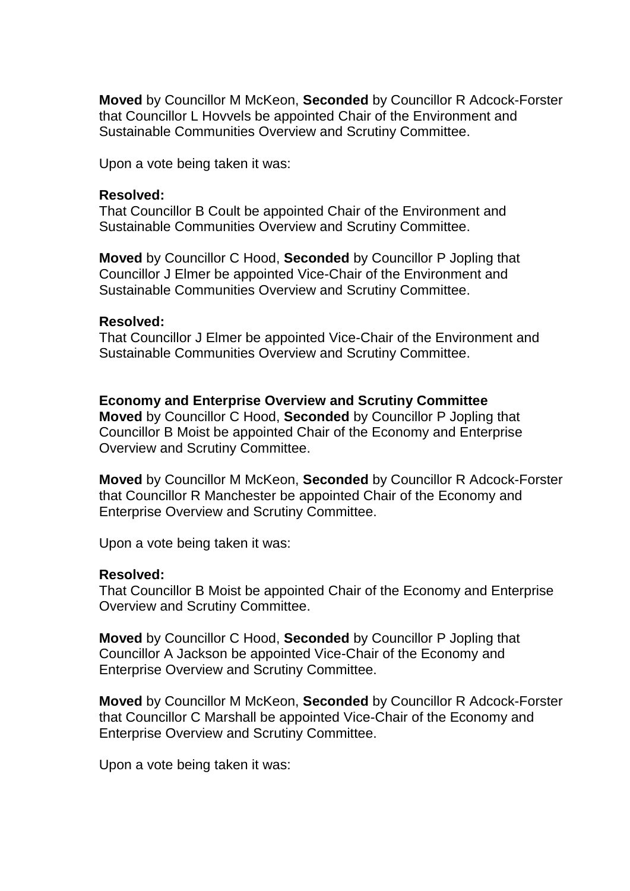**Moved** by Councillor M McKeon, **Seconded** by Councillor R Adcock-Forster that Councillor L Hovvels be appointed Chair of the Environment and Sustainable Communities Overview and Scrutiny Committee.

Upon a vote being taken it was:

**Resolved:**
That Councillor B Coult be appointed Chair of the Environment and Sustainable Communities Overview and Scrutiny Committee.

**Moved** by Councillor C Hood, **Seconded** by Councillor P Jopling that Councillor J Elmer be appointed Vice-Chair of the Environment and Sustainable Communities Overview and Scrutiny Committee.

**Resolved:**
That Councillor J Elmer be appointed Vice-Chair of the Environment and Sustainable Communities Overview and Scrutiny Committee.

**Economy and Enterprise Overview and Scrutiny Committee**

**Moved** by Councillor C Hood, **Seconded** by Councillor P Jopling that Councillor B Moist be appointed Chair of the Economy and Enterprise Overview and Scrutiny Committee.

**Moved** by Councillor M McKeon, **Seconded** by Councillor R Adcock-Forster that Councillor R Manchester be appointed Chair of the Economy and Enterprise Overview and Scrutiny Committee.

Upon a vote being taken it was:

**Resolved:**
That Councillor B Moist be appointed Chair of the Economy and Enterprise Overview and Scrutiny Committee.

**Moved** by Councillor C Hood, **Seconded** by Councillor P Jopling that Councillor A Jackson be appointed Vice-Chair of the Economy and Enterprise Overview and Scrutiny Committee.

**Moved** by Councillor M McKeon, **Seconded** by Councillor R Adcock-Forster that Councillor C Marshall be appointed Vice-Chair of the Economy and Enterprise Overview and Scrutiny Committee.

Upon a vote being taken it was: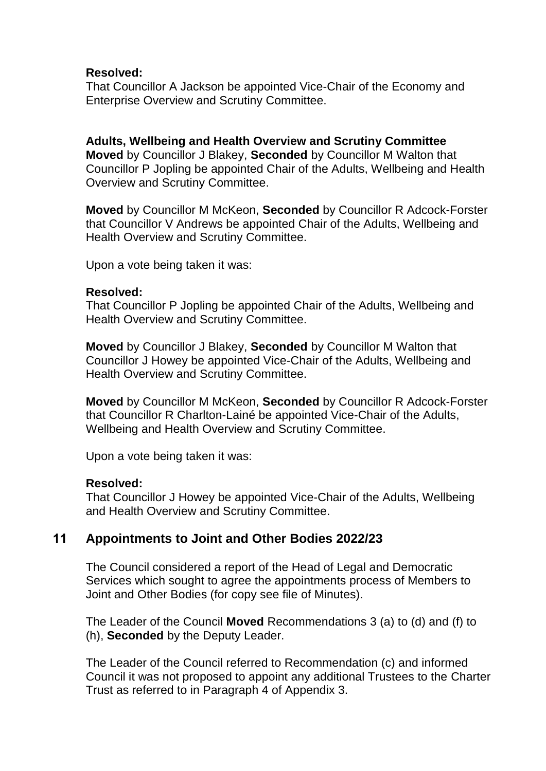**Resolved:**
That Councillor A Jackson be appointed Vice-Chair of the Economy and Enterprise Overview and Scrutiny Committee.

**Adults, Wellbeing and Health Overview and Scrutiny Committee**
**Moved** by Councillor J Blakey, **Seconded** by Councillor M Walton that Councillor P Jopling be appointed Chair of the Adults, Wellbeing and Health Overview and Scrutiny Committee.

**Moved** by Councillor M McKeon, **Seconded** by Councillor R Adcock-Forster that Councillor V Andrews be appointed Chair of the Adults, Wellbeing and Health Overview and Scrutiny Committee.

Upon a vote being taken it was:

**Resolved:**
That Councillor P Jopling be appointed Chair of the Adults, Wellbeing and Health Overview and Scrutiny Committee.

**Moved** by Councillor J Blakey, **Seconded** by Councillor M Walton that Councillor J Howey be appointed Vice-Chair of the Adults, Wellbeing and Health Overview and Scrutiny Committee.

**Moved** by Councillor M McKeon, **Seconded** by Councillor R Adcock-Forster that Councillor R Charlton-Lainé be appointed Vice-Chair of the Adults, Wellbeing and Health Overview and Scrutiny Committee.

Upon a vote being taken it was:

**Resolved:**
That Councillor J Howey be appointed Vice-Chair of the Adults, Wellbeing and Health Overview and Scrutiny Committee.

## 11 Appointments to Joint and Other Bodies 2022/23

The Council considered a report of the Head of Legal and Democratic Services which sought to agree the appointments process of Members to Joint and Other Bodies (for copy see file of Minutes).

The Leader of the Council **Moved** Recommendations 3 (a) to (d) and (f) to (h), **Seconded** by the Deputy Leader.

The Leader of the Council referred to Recommendation (c) and informed Council it was not proposed to appoint any additional Trustees to the Charter Trust as referred to in Paragraph 4 of Appendix 3.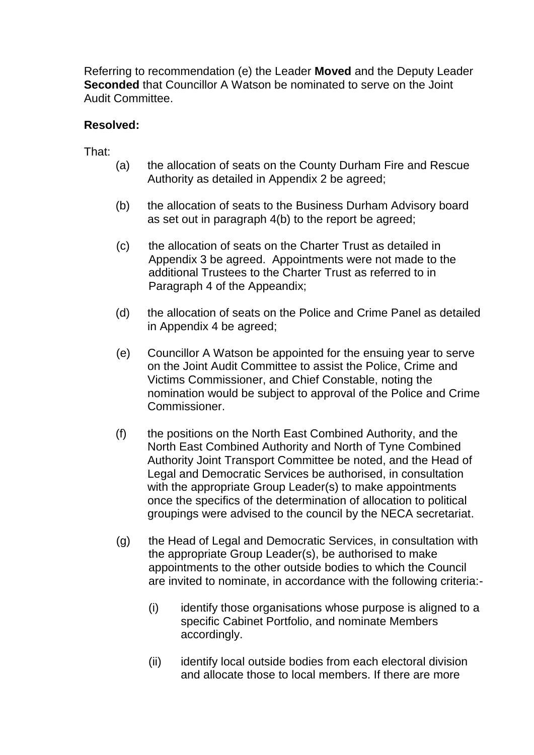Referring to recommendation (e) the Leader **Moved** and the Deputy Leader **Seconded** that Councillor A Watson be nominated to serve on the Joint Audit Committee.

**Resolved:**

That:

(a) the allocation of seats on the County Durham Fire and Rescue Authority as detailed in Appendix 2 be agreed;

(b) the allocation of seats to the Business Durham Advisory board as set out in paragraph 4(b) to the report be agreed;

(c) the allocation of seats on the Charter Trust as detailed in Appendix 3 be agreed. Appointments were not made to the additional Trustees to the Charter Trust as referred to in Paragraph 4 of the Appeandix;

(d) the allocation of seats on the Police and Crime Panel as detailed in Appendix 4 be agreed;

(e) Councillor A Watson be appointed for the ensuing year to serve on the Joint Audit Committee to assist the Police, Crime and Victims Commissioner, and Chief Constable, noting the nomination would be subject to approval of the Police and Crime Commissioner.

(f) the positions on the North East Combined Authority, and the North East Combined Authority and North of Tyne Combined Authority Joint Transport Committee be noted, and the Head of Legal and Democratic Services be authorised, in consultation with the appropriate Group Leader(s) to make appointments once the specifics of the determination of allocation to political groupings were advised to the council by the NECA secretariat.

(g) the Head of Legal and Democratic Services, in consultation with the appropriate Group Leader(s), be authorised to make appointments to the other outside bodies to which the Council are invited to nominate, in accordance with the following criteria:-

   (i) identify those organisations whose purpose is aligned to a specific Cabinet Portfolio, and nominate Members accordingly.

   (ii) identify local outside bodies from each electoral division and allocate those to local members. If there are more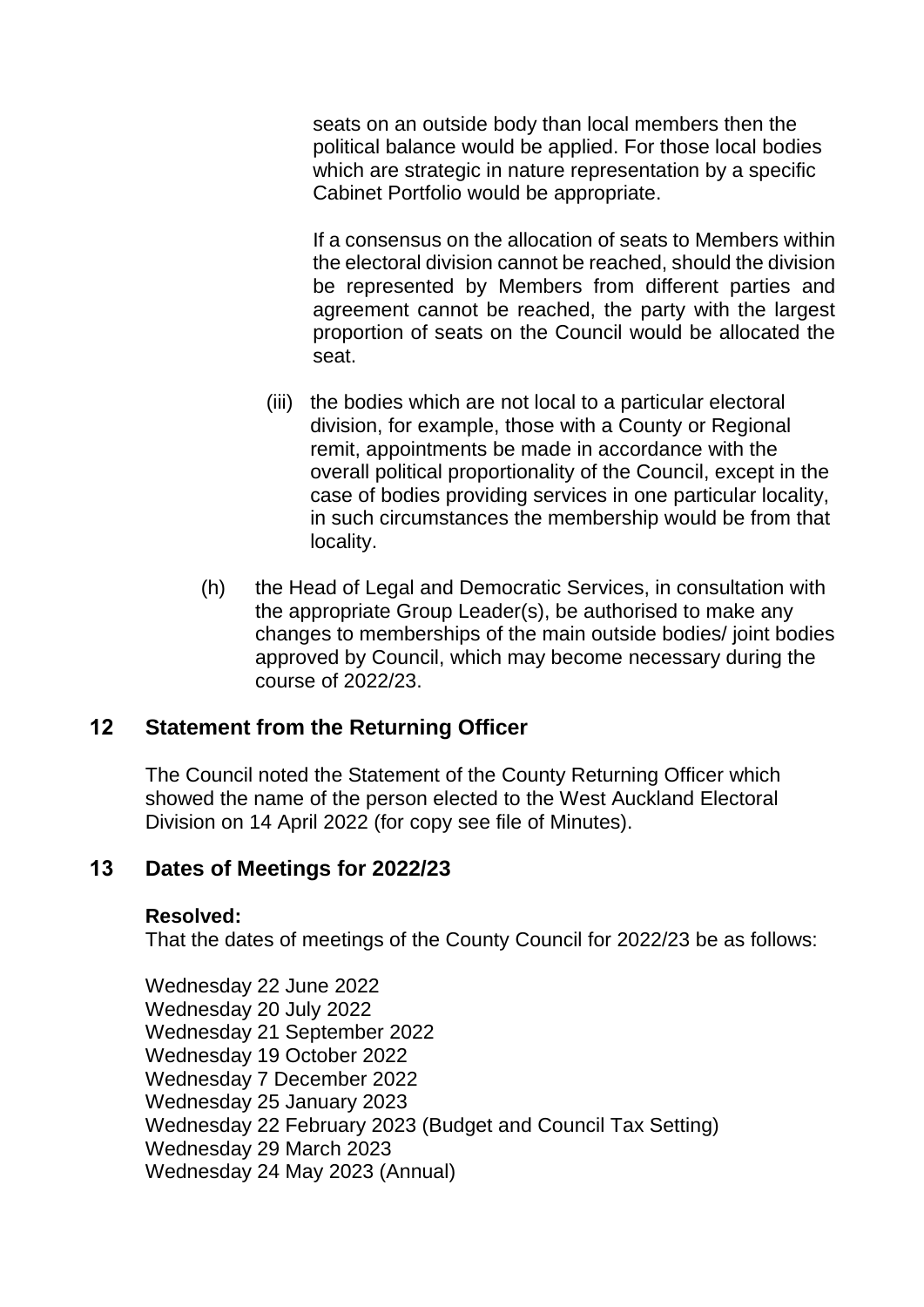seats on an outside body than local members then the political balance would be applied. For those local bodies which are strategic in nature representation by a specific Cabinet Portfolio would be appropriate.

If a consensus on the allocation of seats to Members within the electoral division cannot be reached, should the division be represented by Members from different parties and agreement cannot be reached, the party with the largest proportion of seats on the Council would be allocated the seat.

(iii) the bodies which are not local to a particular electoral division, for example, those with a County or Regional remit, appointments be made in accordance with the overall political proportionality of the Council, except in the case of bodies providing services in one particular locality, in such circumstances the membership would be from that locality.

(h) the Head of Legal and Democratic Services, in consultation with the appropriate Group Leader(s), be authorised to make any changes to memberships of the main outside bodies/ joint bodies approved by Council, which may become necessary during the course of 2022/23.

## 12 Statement from the Returning Officer

The Council noted the Statement of the County Returning Officer which showed the name of the person elected to the West Auckland Electoral Division on 14 April 2022 (for copy see file of Minutes).

## 13 Dates of Meetings for 2022/23

**Resolved:**
That the dates of meetings of the County Council for 2022/23 be as follows:

Wednesday 22 June 2022
Wednesday 20 July 2022
Wednesday 21 September 2022
Wednesday 19 October 2022
Wednesday 7 December 2022
Wednesday 25 January 2023
Wednesday 22 February 2023 (Budget and Council Tax Setting)
Wednesday 29 March 2023
Wednesday 24 May 2023 (Annual)